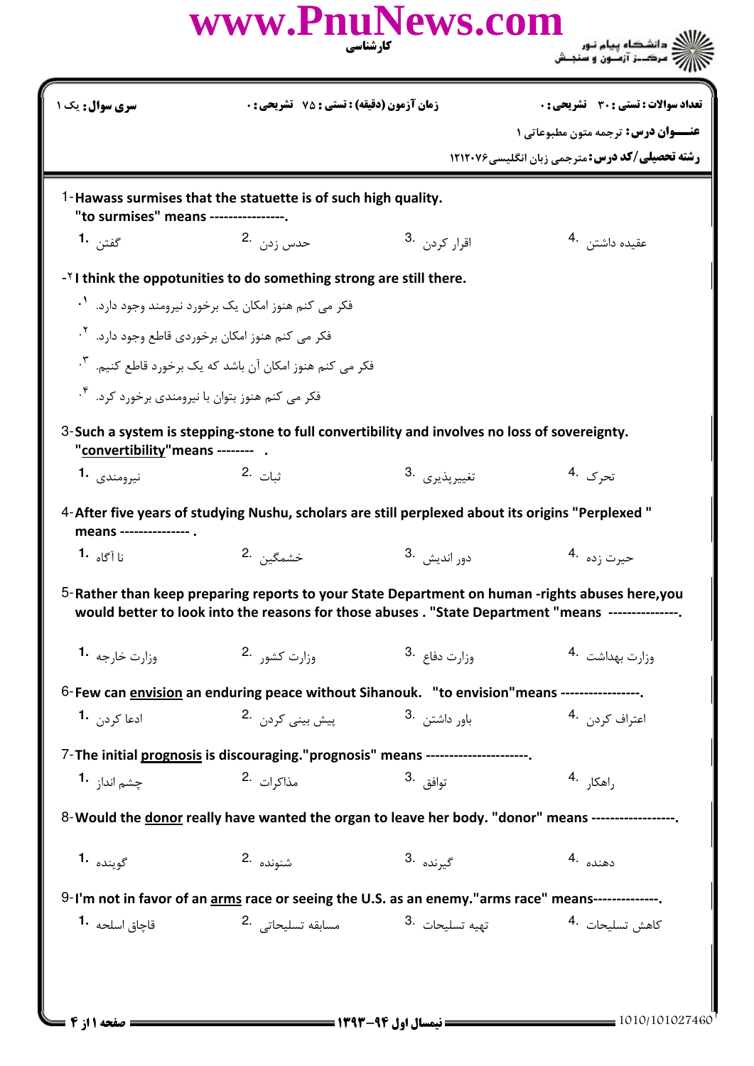**کارشناسی**

دانشگاه پیام نور
مرکز آزمون و سنجش

| سری سوال: یک ۱ | زمان آزمون (دقیقه) : تستی : ۷۵ تشریحی : ۰ | تعداد سوالات : تستی : ۳۰ تشریحی : ۰ |
|---|---|---|

**عنـــوان درس:** ترجمه متون مطبوعاتی ۱

**رشته تحصیلی/کد درس:** مترجمی زبان انگلیسی ۱۲۱۲۰۷۶

1- **Hawass surmises that the statuette is of such high quality.**
**"to surmises" means ----------------.**

1. گفتن
2. حدس زدن
3. اقرار کردن
4. عقیده داشتن

۲- **I think the oppotunities to do something strong are still there.**

۱. فکر می کنم هنوز امکان یک برخورد نیرومند وجود دارد.
۲. فکر می کنم هنوز امکان برخوردی قاطع وجود دارد.
۳. فکر می کنم هنوز امکان آن باشد که یک برخورد قاطع کنیم.
۴. فکر می کنم هنوز بتوان با نیرومندی برخورد کرد.

3- **Such a system is stepping-stone to full convertibility and involves no loss of sovereignty.**
**"convertibility"means -------- .**

1. نیرومندی
2. ثبات
3. تغییرپذیری
4. تحرک

4- **After five years of studying Nushu, scholars are still perplexed about its origins "Perplexed " means --------------- .**

1. نا آگاه
2. خشمگین
3. دور اندیش
4. حیرت زده

5- **Rather than keep preparing reports to your State Department on human -rights abuses here,you would better to look into the reasons for those abuses . "State Department "means ---------------.**

1. وزارت خارجه
2. وزارت کشور
3. وزارت دفاع
4. وزارت بهداشت

6- **Few can envision an enduring peace without Sihanouk. "to envision"means -----------------.**

1. ادعا کردن
2. پیش بینی کردن
3. باور داشتن
4. اعتراف کردن

7- **The initial prognosis is discouraging."prognosis" means ----------------------.**

1. چشم انداز
2. مذاکرات
3. توافق
4. راهکار

8- **Would the donor really have wanted the organ to leave her body. "donor" means ------------------.**

1. گوینده
2. شنونده
3. گیرنده
4. دهنده

9- **I'm not in favor of an arms race or seeing the U.S. as an enemy."arms race" means--------------.**

1. قاچاق اسلحه
2. مسابقه تسلیحاتی
3. تهیه تسلیحات
4. کاهش تسلیحات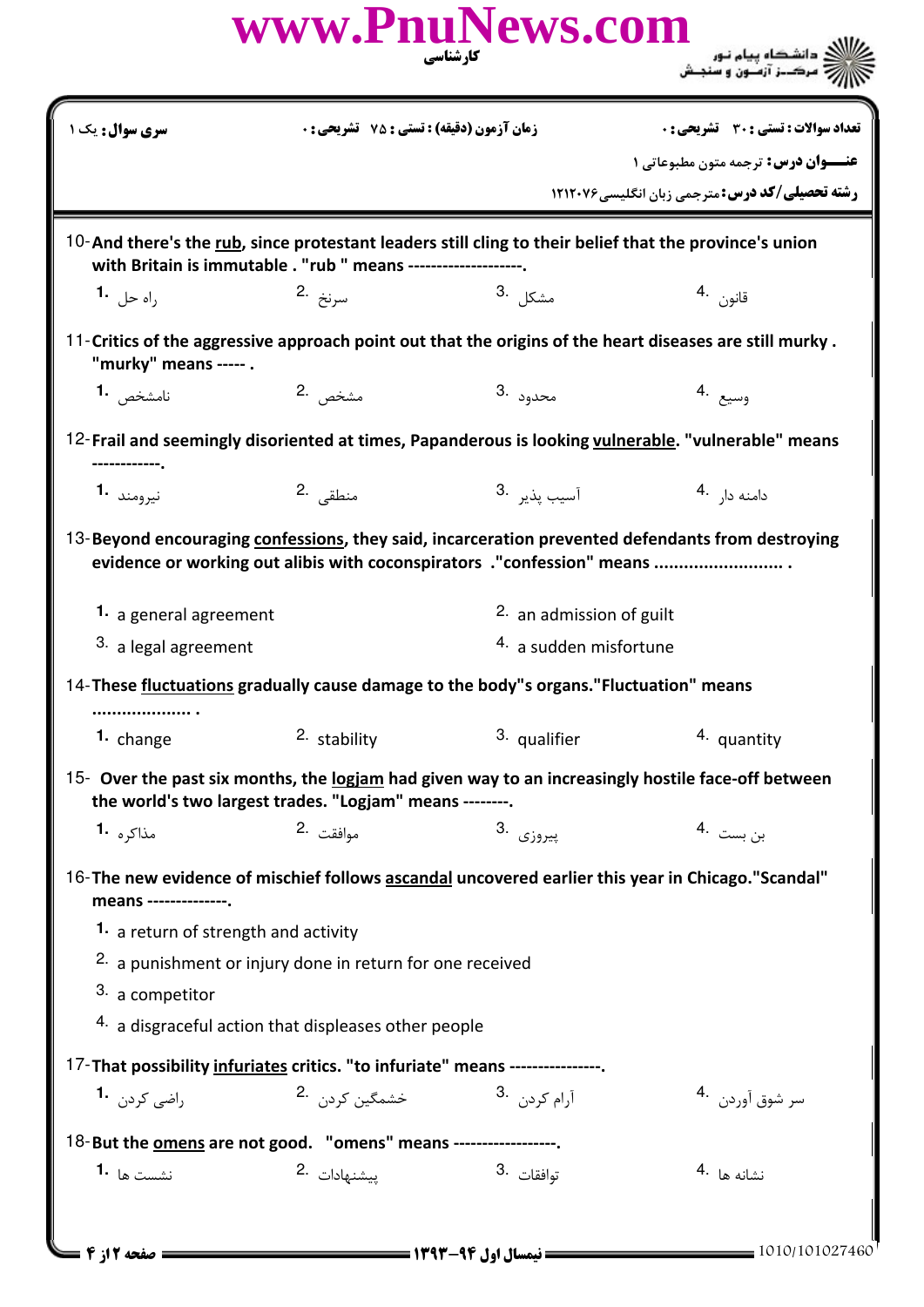**سری سوال:** یک ۱ | **زمان آزمون (دقیقه) : تستی : ۷۵ تشریحی : ۰** | **تعداد سوالات : تستی : ۳۰ تشریحی : ۰**

**عنـــوان درس:** ترجمه متون مطبوعاتی ۱

**رشته تحصیلی/کد درس:** مترجمی زبان انگلیسی ۱۲۱۲۰۷۶

10- **And there's the rub, since protestant leaders still cling to their belief that the province's union with Britain is immutable . "rub " means --------------------.**

1. راه حل
2. سرنخ
3. مشکل
4. قانون

11- **Critics of the aggressive approach point out that the origins of the heart diseases are still murky . "murky" means ----- .**

1. نامشخص
2. مشخص
3. محدود
4. وسیع

12- **Frail and seemingly disoriented at times, Papanderous is looking vulnerable. "vulnerable" means ------------.**

1. نیرومند
2. منطقی
3. آسیب پذیر
4. دامنه دار

13- **Beyond encouraging confessions, they said, incarceration prevented defendants from destroying evidence or working out alibis with coconspirators ."confession" means ......................... .**

1. a general agreement
2. an admission of guilt
3. a legal agreement
4. a sudden misfortune

14- **These fluctuations gradually cause damage to the body"s organs."Fluctuation" means .................... .**

1. change
2. stability
3. qualifier
4. quantity

15- **Over the past six months, the logjam had given way to an increasingly hostile face-off between the world's two largest trades. "Logjam" means --------.**

1. مذاکره
2. موافقت
3. پیروزی
4. بن بست

16- **The new evidence of mischief follows ascandal uncovered earlier this year in Chicago."Scandal" means --------------.**

1. a return of strength and activity
2. a punishment or injury done in return for one received
3. a competitor
4. a disgraceful action that displeases other people

17- **That possibility infuriates critics. "to infuriate" means ----------------.**

1. راضی کردن
2. خشمگین کردن
3. آرام کردن
4. سر شوق آوردن

18- **But the omens are not good. "omens" means ------------------.**

1. نشست ها
2. پیشنهادات
3. توافقات
4. نشانه ها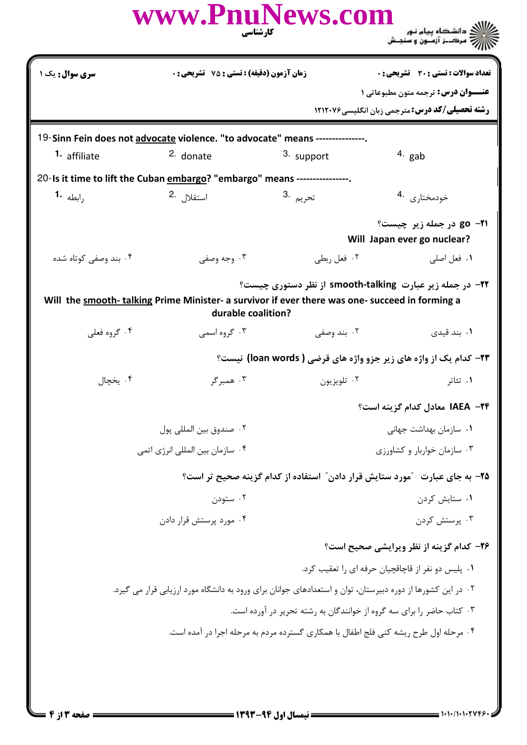| سری سوال: یک ۱ | زمان آزمون (دقیقه) : تستی : ۷۵ تشریحی : ۰ | تعداد سوالات : تستی : ۳۰ تشریحی : ۰ |
|---|---|---|

**عنـــوان درس:** ترجمه متون مطبوعاتی ۱

**رشته تحصیلی/کد درس:** مترجمی زبان انگلیسی ۱۲۱۲۰۷۶

19- **Sinn Fein does not advocate violence. "to advocate" means ---------------.**

1. affiliate
2. donate
3. support
4. gab

20- **Is it time to lift the Cuban embargo? "embargo" means ----------------.**

1. رابطه
2. استقلال
3. تحریم
4. خودمختاری

**۲۱- go در جمله زیر چیست؟**

**Will Japan ever go nuclear?**

۱. فعل اصلی
۲. فعل ربطی
۳. وجه وصفی
۴. بند وصفی کوتاه شده

**۲۲- در جمله زیر عبارت smooth-talking از نظر دستوری چیست؟**

**Will the smooth- talking Prime Minister- a survivor if ever there was one- succeed in forming a durable coalition?**

۱. بند قیدی
۲. بند وصفی
۳. گروه اسمی
۴. گروه فعلی

**۲۳- کدام یک از واژه های زیر جزو واژه های قرضی ( loan words) نیست؟**

۱. تئاتر
۲. تلویزیون
۳. همبرگر
۴. یخچال

**۲۴- IAEA معادل کدام گزینه است؟**

۱. سازمان بهداشت جهانی
۲. صندوق بین المللی پول
۳. سازمان خواربار و کشاورزی
۴. سازمان بین المللی انرژی اتمی

**۲۵- به جای عبارت "مورد ستایش قرار دادن" استفاده از کدام گزینه صحیح تر است؟**

۱. ستایش کردن
۲. ستودن
۳. پرستش کردن
۴. مورد پرستش قرار دادن

**۲۶- کدام گزینه از نظر ویرایشی صحیح است؟**

۱. پلیس دو نفر از قاچاقچیان حرفه ای را تعقیب کرد.
۲. در این کشورها از دوره دبیرستان، توان و استعدادهای جوانان برای ورود به دانشگاه مورد ارزیابی قرار می گیرد.
۳. کتاب حاضر را برای سه گروه از خوانندگان به رشته تحریر در آورده است.
۴. مرحله اول طرح ریشه کنی فلج اطفال با همکاری گسترده مردم به مرحله اجرا در آمده است.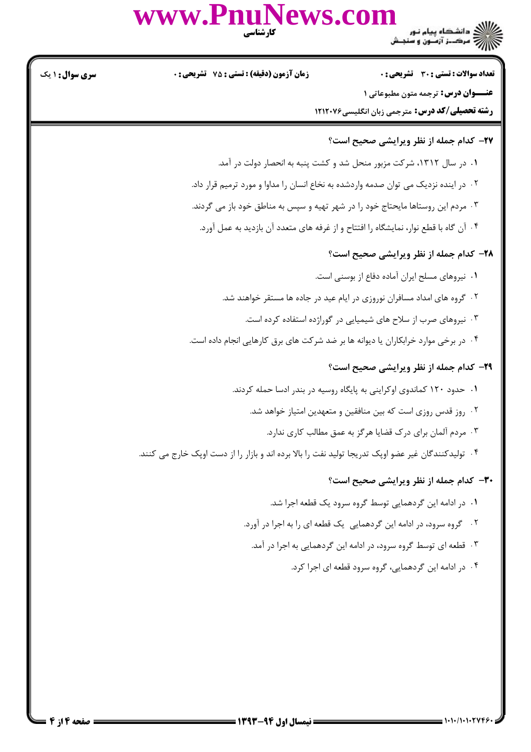**تعداد سوالات : تستی : ۳۰ تشریحی : ۰** | **زمان آزمون (دقیقه) : تستی : ۷۵ تشریحی : ۰** | **سری سوال : ۱ یک**

**عنـــوان درس:** ترجمه متون مطبوعاتی ۱

**رشته تحصیلی/کد درس:** مترجمی زبان انگلیسی۱۲۱۲۰۷۶

**۲۷- کدام جمله از نظر ویرایشی صحیح است؟**

۱. در سال ۱۳۱۲، شرکت مزبور منحل شد و کشت پنبه به انحصار دولت در آمد.

۲. در اینده نزدیک می توان صدمه واردشده به نخاع انسان را مداوا و مورد ترمیم قرار داد.

۳. مردم این روستاها مایحتاج خود را در شهر تهیه و سپس به مناطق خود باز می گردند.

۴. آن گاه با قطع نوار، نمایشگاه را افتتاح و از غرفه های متعدد آن بازدید به عمل آورد.

**۲۸- کدام جمله از نظر ویرایشی صحیح است؟**

۱. نیروهای مسلح ایران آماده دفاع از بوسنی است.

۲. گروه های امداد مسافران نوروزی در ایام عید در جاده ها مستقر خواهند شد.

۳. نیروهای صرب از سلاح های شیمیایی در گوراژده استفاده کرده است.

۴. در برخی موارد خرابکاران یا دیوانه ها بر ضد شرکت های برق کارهایی انجام داده است.

**۲۹- کدام جمله از نظر ویرایشی صحیح است؟**

۱. حدود ۱۲۰ کماندوی اوکراینی به پایگاه روسیه در بندر ادسا حمله کردند.

۲. روز قدس روزی است که بین منافقین و متعهدین امتیاز خواهد شد.

۳. مردم آلمان برای درک قضایا هرگز به عمق مطالب کاری ندارد.

۴. تولیدکنندگان غیر عضو اوپک تدریجا تولید نفت را بالا برده اند و بازار را از دست اوپک خارج می کنند.

**۳۰- کدام جمله از نظر ویرایشی صحیح است؟**

۱. در ادامه این گردهمایی توسط گروه سرود یک قطعه اجرا شد.

۲. گروه سرود، در ادامه این گردهمایی یک قطعه ای را به اجرا در آورد.

۳. قطعه ای توسط گروه سرود، در ادامه این گردهمایی به اجرا در آمد.

۴. در ادامه این گردهمایی، گروه سرود قطعه ای اجرا کرد.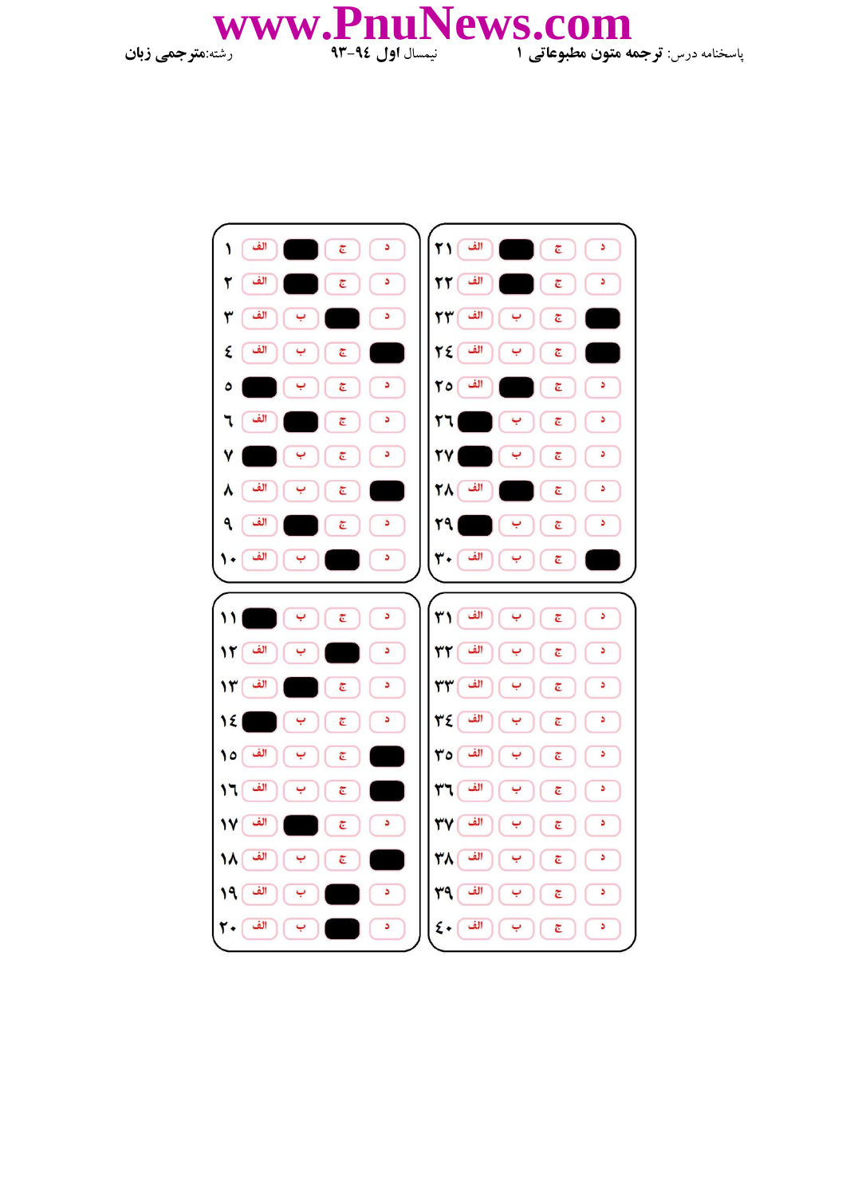www.PnuNews.com

پاسخنامه درس: **ترجمه متون مطبوعاتی ۱** نیمسال **اول ۹۴-۹۳** رشته:**مترجمی زبان**

| سوال | پاسخ | سوال | پاسخ |
|---|---|---|---|
| ۱ | ب | ۲۱ | ب |
| ۲ | ب | ۲۲ | ب |
| ۳ | ج | ۲۳ | د |
| ۴ | د | ۲۴ | د |
| ۵ | الف | ۲۵ | ب |
| ۶ | ب | ۲۶ | الف |
| ۷ | الف | ۲۷ | الف |
| ۸ | د | ۲۸ | ب |
| ۹ | ب | ۲۹ | الف |
| ۱۰ | ج | ۳۰ | د |
| ۱۱ | الف | ۳۱ | |
| ۱۲ | ج | ۳۲ | |
| ۱۳ | ب | ۳۳ | |
| ۱۴ | الف | ۳۴ | |
| ۱۵ | د | ۳۵ | |
| ۱۶ | د | ۳۶ | |
| ۱۷ | ب | ۳۷ | |
| ۱۸ | د | ۳۸ | |
| ۱۹ | ج | ۳۹ | |
| ۲۰ | ج | ۴۰ | |